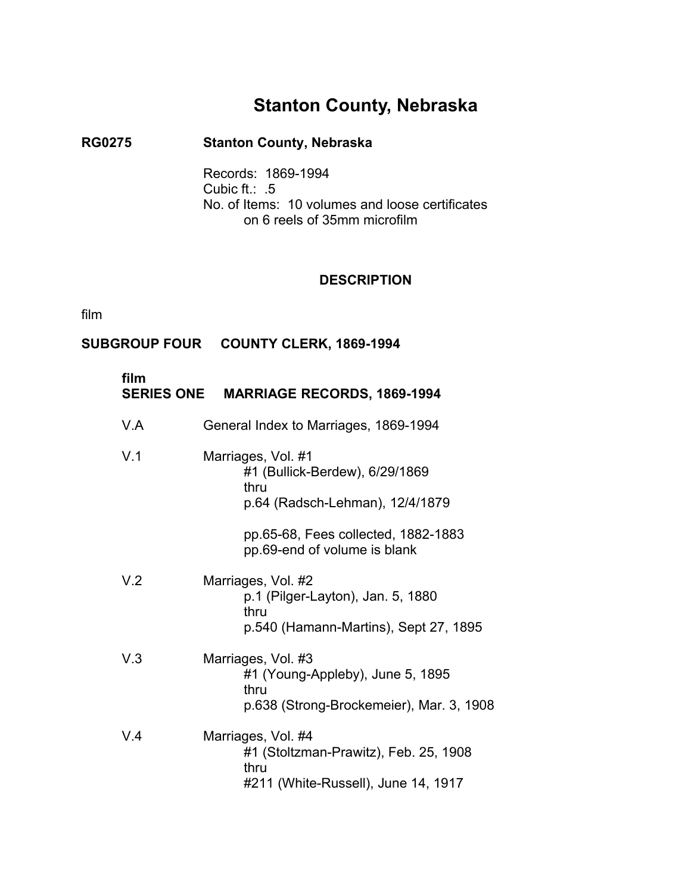# Stanton County, Nebraska

**RG0275 Stanton County, Nebraska**

Records: 1869-1994
Cubic ft.: .5
No. of Items: 10 volumes and loose certificates on 6 reels of 35mm microfilm

## DESCRIPTION

film

## SUBGROUP FOUR COUNTY CLERK, 1869-1994

film

### SERIES ONE MARRIAGE RECORDS, 1869-1994

V.A General Index to Marriages, 1869-1994

V.1 Marriages, Vol. #1
#1 (Bullick-Berdew), 6/29/1869
thru
p.64 (Radsch-Lehman), 12/4/1879

pp.65-68, Fees collected, 1882-1883
pp.69-end of volume is blank

V.2 Marriages, Vol. #2
p.1 (Pilger-Layton), Jan. 5, 1880
thru
p.540 (Hamann-Martins), Sept 27, 1895

V.3 Marriages, Vol. #3
#1 (Young-Appleby), June 5, 1895
thru
p.638 (Strong-Brockemeier), Mar. 3, 1908

V.4 Marriages, Vol. #4
#1 (Stoltzman-Prawitz), Feb. 25, 1908
thru
#211 (White-Russell), June 14, 1917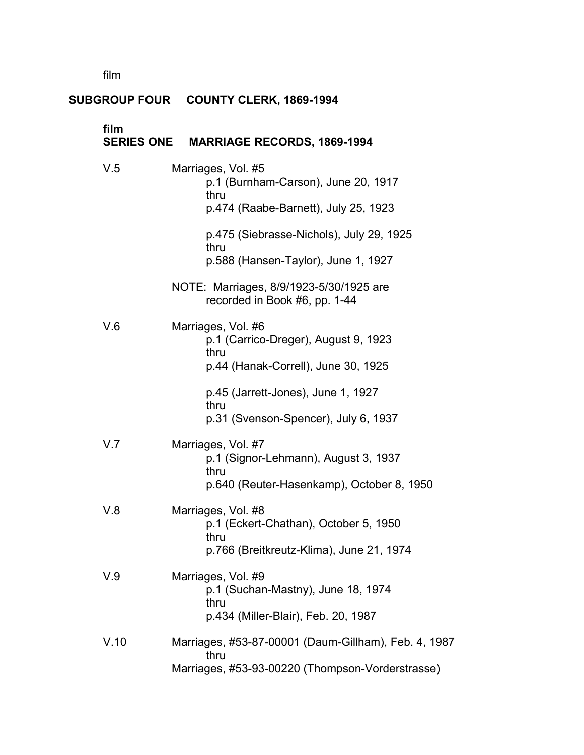film

## SUBGROUP FOUR COUNTY CLERK, 1869-1994

film

### SERIES ONE MARRIAGE RECORDS, 1869-1994

V.5 Marriages, Vol. #5
  p.1 (Burnham-Carson), June 20, 1917
  thru
  p.474 (Raabe-Barnett), July 25, 1923

  p.475 (Siebrasse-Nichols), July 29, 1925
  thru
  p.588 (Hansen-Taylor), June 1, 1927

NOTE: Marriages, 8/9/1923-5/30/1925 are recorded in Book #6, pp. 1-44

V.6 Marriages, Vol. #6
  p.1 (Carrico-Dreger), August 9, 1923
  thru
  p.44 (Hanak-Correll), June 30, 1925

  p.45 (Jarrett-Jones), June 1, 1927
  thru
  p.31 (Svenson-Spencer), July 6, 1937

V.7 Marriages, Vol. #7
  p.1 (Signor-Lehmann), August 3, 1937
  thru
  p.640 (Reuter-Hasenkamp), October 8, 1950

V.8 Marriages, Vol. #8
  p.1 (Eckert-Chathan), October 5, 1950
  thru
  p.766 (Breitkreutz-Klima), June 21, 1974

V.9 Marriages, Vol. #9
  p.1 (Suchan-Mastny), June 18, 1974
  thru
  p.434 (Miller-Blair), Feb. 20, 1987

V.10 Marriages, #53-87-00001 (Daum-Gillham), Feb. 4, 1987
  thru
  Marriages, #53-93-00220 (Thompson-Vorderstrasse)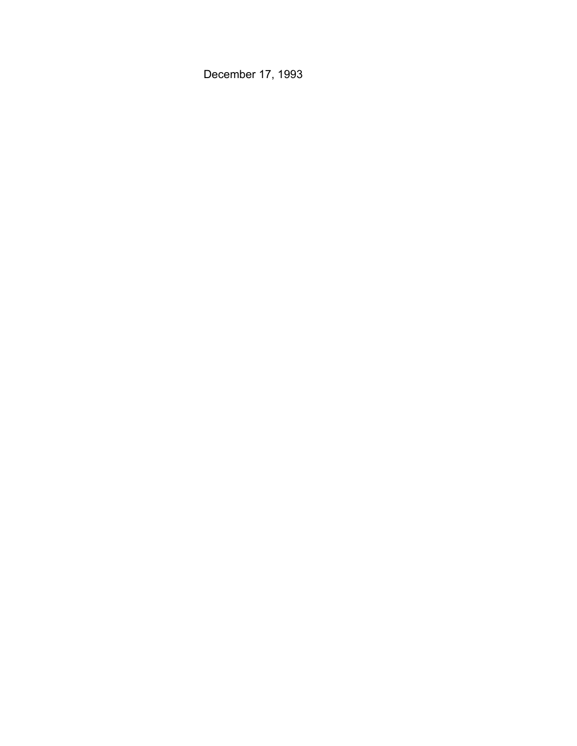December 17, 1993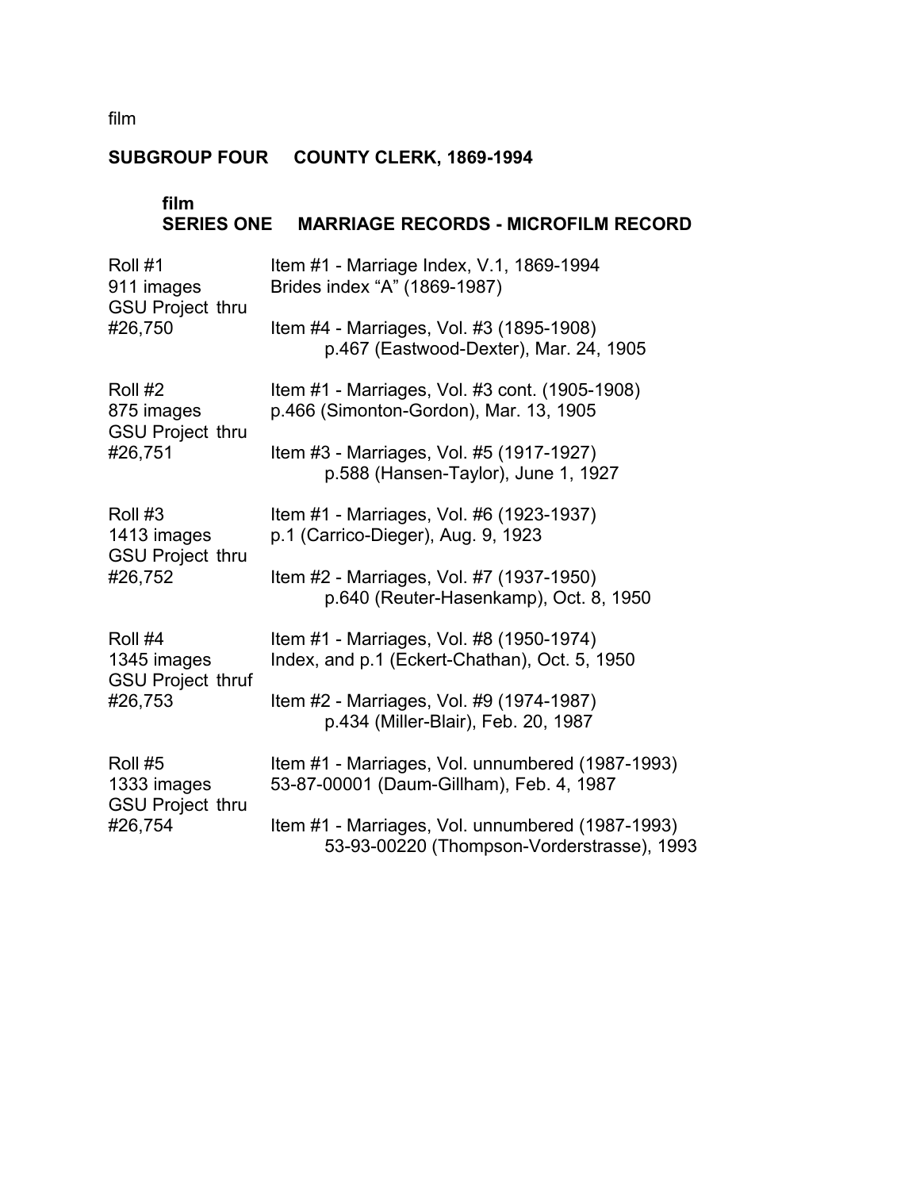film

**SUBGROUP FOUR COUNTY CLERK, 1869-1994**

**film**
**SERIES ONE MARRIAGE RECORDS - MICROFILM RECORD**

| | |
|---|---|
| Roll #1<br>911 images<br>GSU Project thru<br>#26,750 | Item #1 - Marriage Index, V.1, 1869-1994<br>Brides index "A" (1869-1987)<br><br>Item #4 - Marriages, Vol. #3 (1895-1908)<br>p.467 (Eastwood-Dexter), Mar. 24, 1905 |
| Roll #2<br>875 images<br>GSU Project thru<br>#26,751 | Item #1 - Marriages, Vol. #3 cont. (1905-1908)<br>p.466 (Simonton-Gordon), Mar. 13, 1905<br><br>Item #3 - Marriages, Vol. #5 (1917-1927)<br>p.588 (Hansen-Taylor), June 1, 1927 |
| Roll #3<br>1413 images<br>GSU Project thru<br>#26,752 | Item #1 - Marriages, Vol. #6 (1923-1937)<br>p.1 (Carrico-Dieger), Aug. 9, 1923<br><br>Item #2 - Marriages, Vol. #7 (1937-1950)<br>p.640 (Reuter-Hasenkamp), Oct. 8, 1950 |
| Roll #4<br>1345 images<br>GSU Project thruf<br>#26,753 | Item #1 - Marriages, Vol. #8 (1950-1974)<br>Index, and p.1 (Eckert-Chathan), Oct. 5, 1950<br><br>Item #2 - Marriages, Vol. #9 (1974-1987)<br>p.434 (Miller-Blair), Feb. 20, 1987 |
| Roll #5<br>1333 images<br>GSU Project thru<br>#26,754 | Item #1 - Marriages, Vol. unnumbered (1987-1993)<br>53-87-00001 (Daum-Gillham), Feb. 4, 1987<br><br>Item #1 - Marriages, Vol. unnumbered (1987-1993)<br>53-93-00220 (Thompson-Vorderstrasse), 1993 |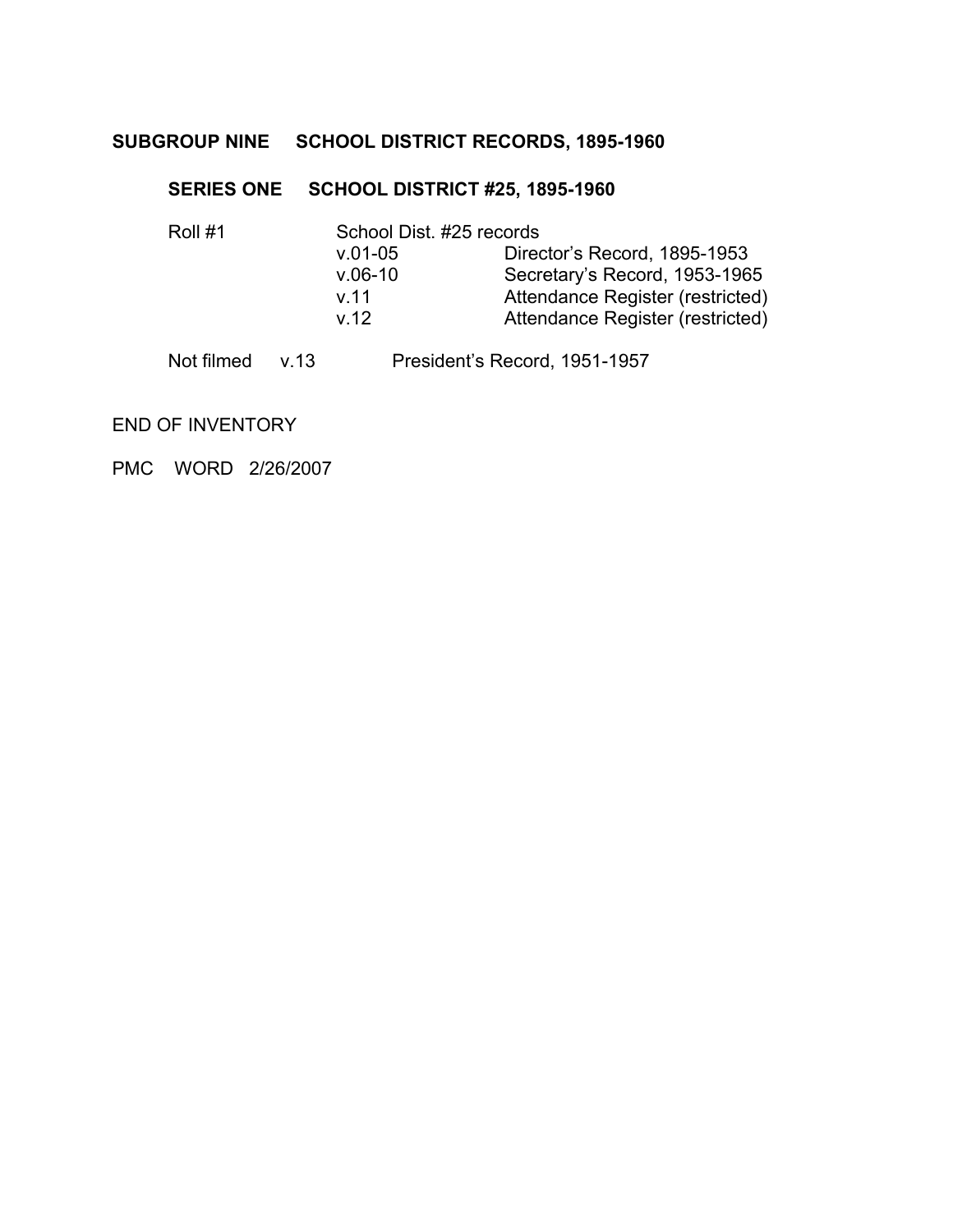## SUBGROUP NINE SCHOOL DISTRICT RECORDS, 1895-1960

### SERIES ONE SCHOOL DISTRICT #25, 1895-1960

| | | |
|---|---|---|
| Roll #1 | School Dist. #25 records | |
| | v.01-05 | Director's Record, 1895-1953 |
| | v.06-10 | Secretary's Record, 1953-1965 |
| | v.11 | Attendance Register (restricted) |
| | v.12 | Attendance Register (restricted) |

Not filmed v.13 President's Record, 1951-1957

END OF INVENTORY

PMC WORD 2/26/2007